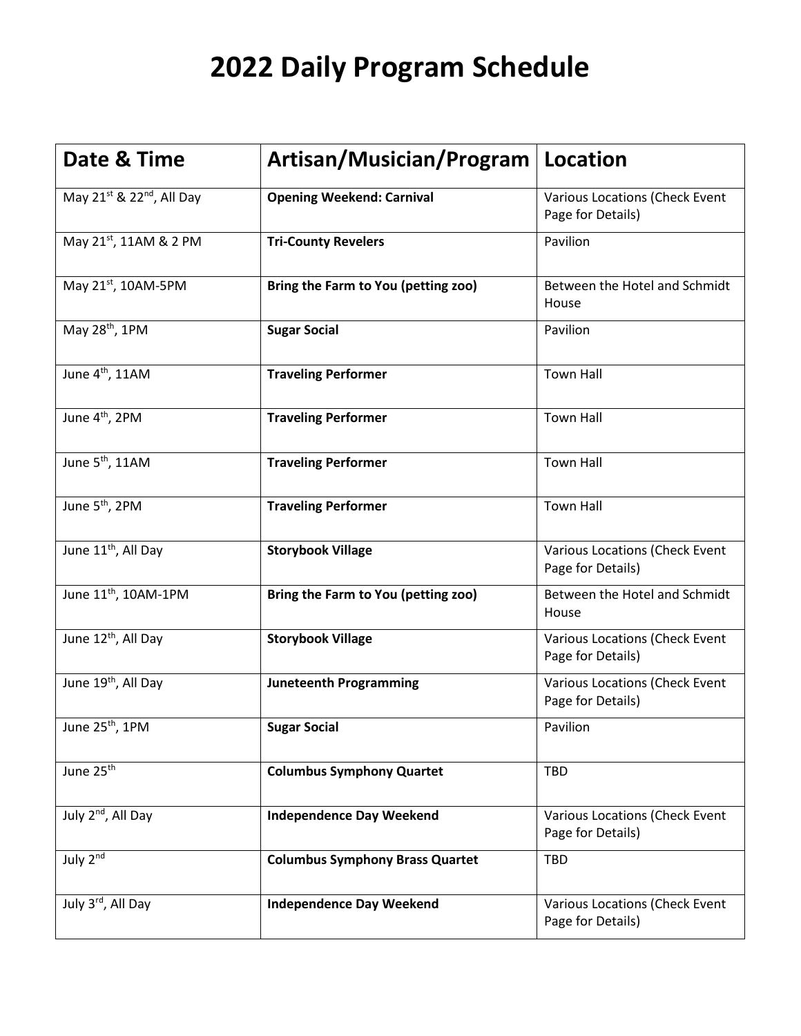# 2022 Daily Program Schedule

| Date & Time | Artisan/Musician/Program | Location |
|---|---|---|
| May 21st & 22nd, All Day | **Opening Weekend: Carnival** | Various Locations (Check Event Page for Details) |
| May 21st, 11AM & 2 PM | **Tri-County Revelers** | Pavilion |
| May 21st, 10AM-5PM | **Bring the Farm to You (petting zoo)** | Between the Hotel and Schmidt House |
| May 28th, 1PM | **Sugar Social** | Pavilion |
| June 4th, 11AM | **Traveling Performer** | Town Hall |
| June 4th, 2PM | **Traveling Performer** | Town Hall |
| June 5th, 11AM | **Traveling Performer** | Town Hall |
| June 5th, 2PM | **Traveling Performer** | Town Hall |
| June 11th, All Day | **Storybook Village** | Various Locations (Check Event Page for Details) |
| June 11th, 10AM-1PM | **Bring the Farm to You (petting zoo)** | Between the Hotel and Schmidt House |
| June 12th, All Day | **Storybook Village** | Various Locations (Check Event Page for Details) |
| June 19th, All Day | **Juneteenth Programming** | Various Locations (Check Event Page for Details) |
| June 25th, 1PM | **Sugar Social** | Pavilion |
| June 25th | **Columbus Symphony Quartet** | TBD |
| July 2nd, All Day | **Independence Day Weekend** | Various Locations (Check Event Page for Details) |
| July 2nd | **Columbus Symphony Brass Quartet** | TBD |
| July 3rd, All Day | **Independence Day Weekend** | Various Locations (Check Event Page for Details) |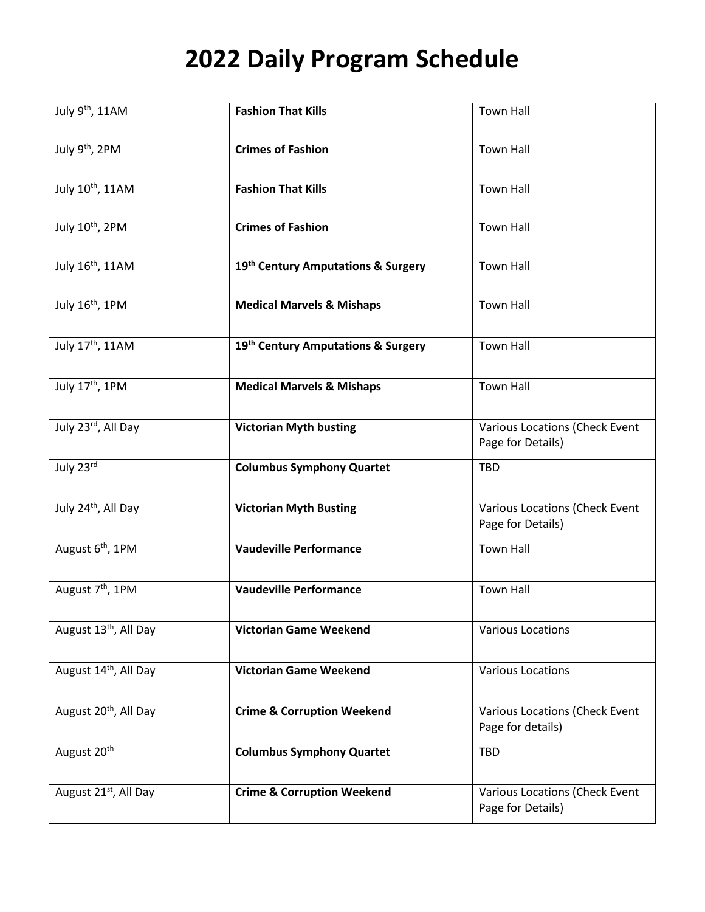# 2022 Daily Program Schedule

| | | |
|---|---|---|
| July 9th, 11AM | **Fashion That Kills** | Town Hall |
| July 9th, 2PM | **Crimes of Fashion** | Town Hall |
| July 10th, 11AM | **Fashion That Kills** | Town Hall |
| July 10th, 2PM | **Crimes of Fashion** | Town Hall |
| July 16th, 11AM | **19th Century Amputations & Surgery** | Town Hall |
| July 16th, 1PM | **Medical Marvels & Mishaps** | Town Hall |
| July 17th, 11AM | **19th Century Amputations & Surgery** | Town Hall |
| July 17th, 1PM | **Medical Marvels & Mishaps** | Town Hall |
| July 23rd, All Day | **Victorian Myth busting** | Various Locations (Check Event Page for Details) |
| July 23rd | **Columbus Symphony Quartet** | TBD |
| July 24th, All Day | **Victorian Myth Busting** | Various Locations (Check Event Page for Details) |
| August 6th, 1PM | **Vaudeville Performance** | Town Hall |
| August 7th, 1PM | **Vaudeville Performance** | Town Hall |
| August 13th, All Day | **Victorian Game Weekend** | Various Locations |
| August 14th, All Day | **Victorian Game Weekend** | Various Locations |
| August 20th, All Day | **Crime & Corruption Weekend** | Various Locations (Check Event Page for details) |
| August 20th | **Columbus Symphony Quartet** | TBD |
| August 21st, All Day | **Crime & Corruption Weekend** | Various Locations (Check Event Page for Details) |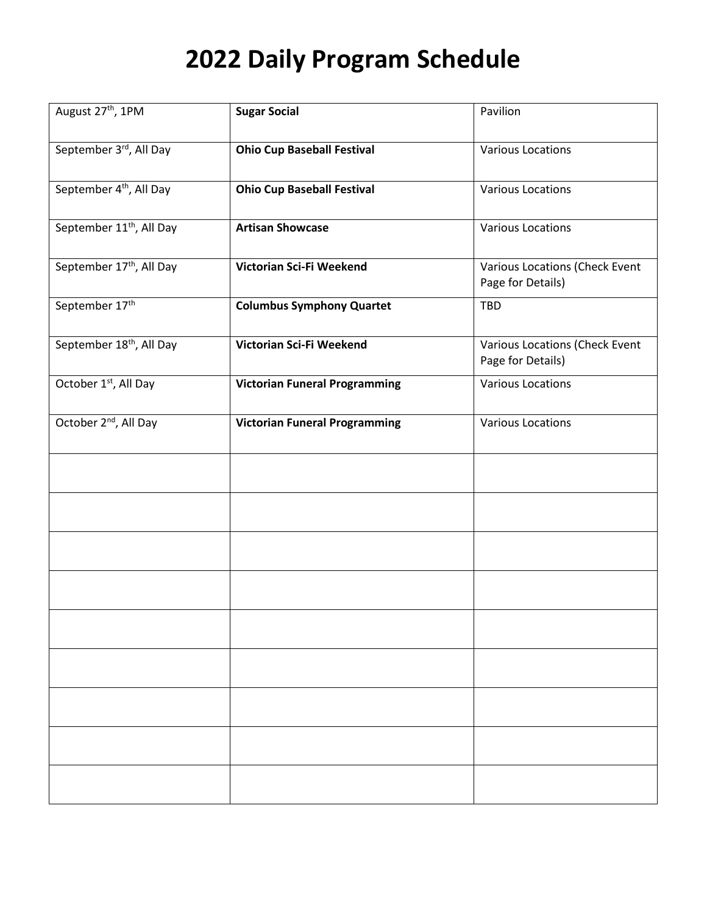# 2022 Daily Program Schedule

| | | |
|---|---|---|
| August 27th, 1PM | **Sugar Social** | Pavilion |
| September 3rd, All Day | **Ohio Cup Baseball Festival** | Various Locations |
| September 4th, All Day | **Ohio Cup Baseball Festival** | Various Locations |
| September 11th, All Day | **Artisan Showcase** | Various Locations |
| September 17th, All Day | **Victorian Sci-Fi Weekend** | Various Locations (Check Event Page for Details) |
| September 17th | **Columbus Symphony Quartet** | TBD |
| September 18th, All Day | **Victorian Sci-Fi Weekend** | Various Locations (Check Event Page for Details) |
| October 1st, All Day | **Victorian Funeral Programming** | Various Locations |
| October 2nd, All Day | **Victorian Funeral Programming** | Various Locations |
| | | |
| | | |
| | | |
| | | |
| | | |
| | | |
| | | |
| | | |
| | | |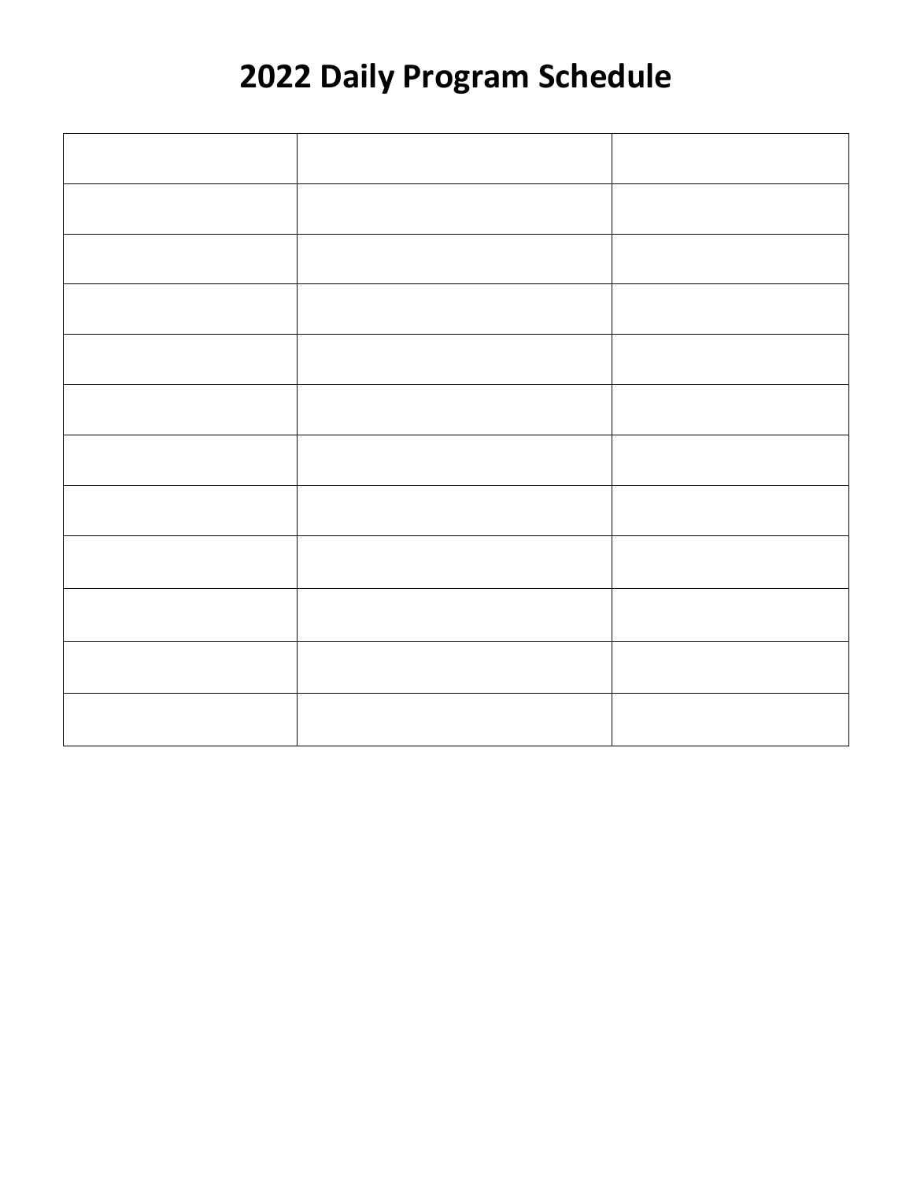# 2022 Daily Program Schedule

| | | |
|---|---|---|
| | | |
| | | |
| | | |
| | | |
| | | |
| | | |
| | | |
| | | |
| | | |
| | | |
| | | |
| | | |